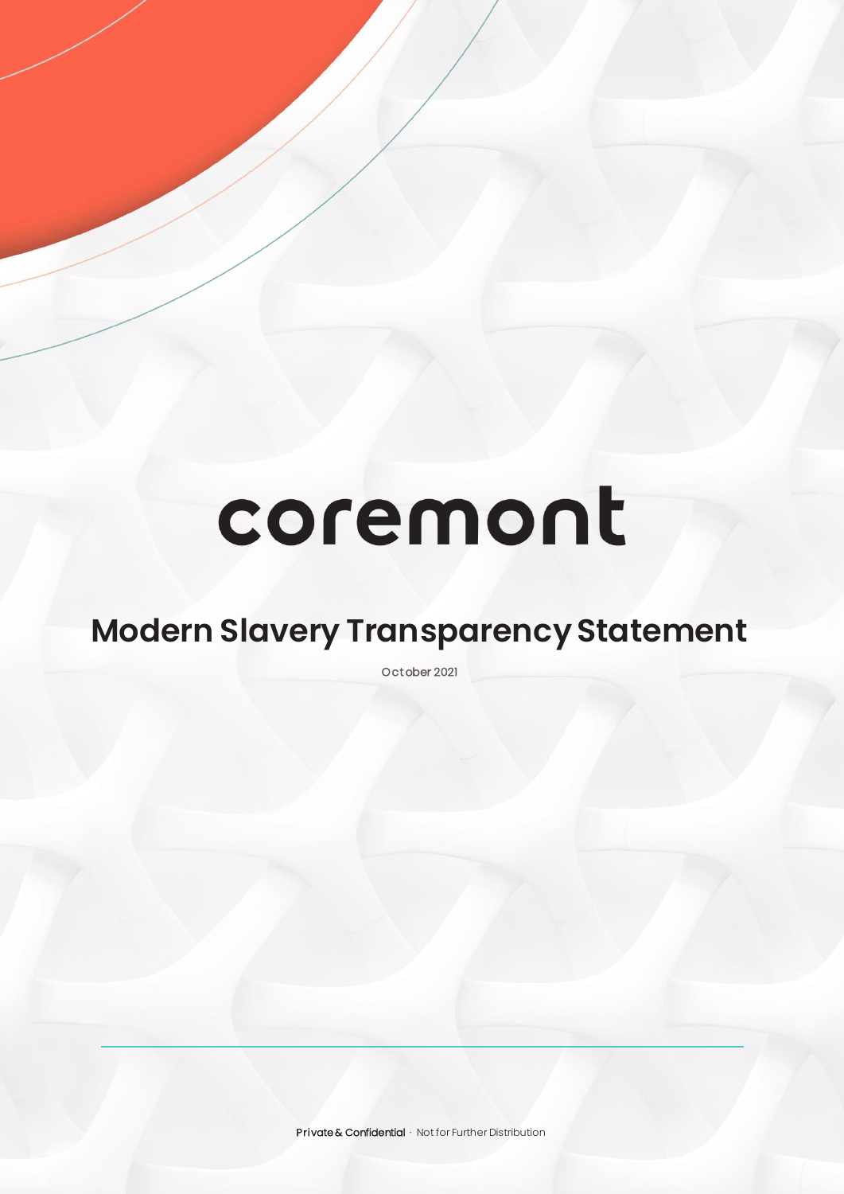# coremont

## Modern Slavery Transparency Statement

October 2021

**Private & Confidential** · Not for Further Distribution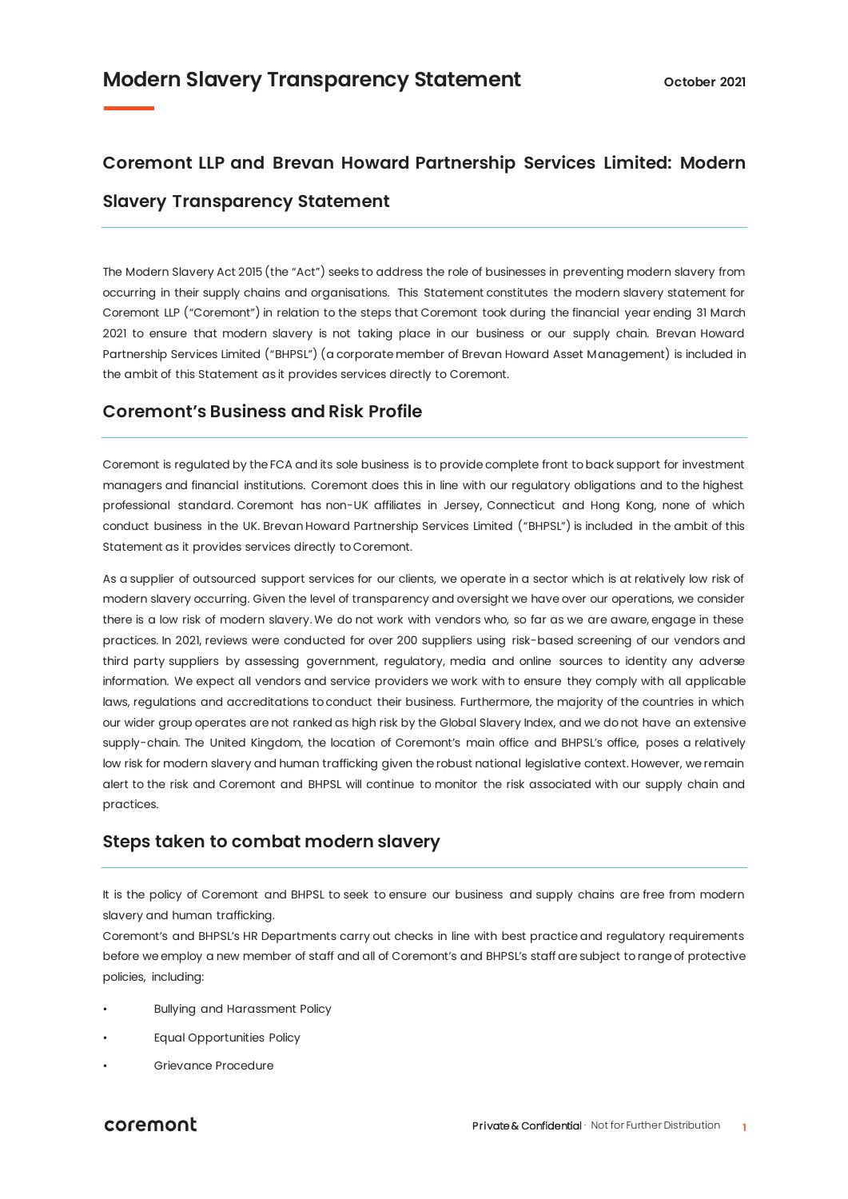# Modern Slavery Transparency Statement

October 2021

## Coremont LLP and Brevan Howard Partnership Services Limited: Modern Slavery Transparency Statement

The Modern Slavery Act 2015 (the "Act") seeks to address the role of businesses in preventing modern slavery from occurring in their supply chains and organisations. This Statement constitutes the modern slavery statement for Coremont LLP ("Coremont") in relation to the steps that Coremont took during the financial year ending 31 March 2021 to ensure that modern slavery is not taking place in our business or our supply chain. Brevan Howard Partnership Services Limited ("BHPSL") (a corporate member of Brevan Howard Asset Management) is included in the ambit of this Statement as it provides services directly to Coremont.

## Coremont's Business and Risk Profile

Coremont is regulated by the FCA and its sole business is to provide complete front to back support for investment managers and financial institutions. Coremont does this in line with our regulatory obligations and to the highest professional standard. Coremont has non-UK affiliates in Jersey, Connecticut and Hong Kong, none of which conduct business in the UK. Brevan Howard Partnership Services Limited ("BHPSL") is included in the ambit of this Statement as it provides services directly to Coremont.

As a supplier of outsourced support services for our clients, we operate in a sector which is at relatively low risk of modern slavery occurring. Given the level of transparency and oversight we have over our operations, we consider there is a low risk of modern slavery. We do not work with vendors who, so far as we are aware, engage in these practices. In 2021, reviews were conducted for over 200 suppliers using risk-based screening of our vendors and third party suppliers by assessing government, regulatory, media and online sources to identity any adverse information. We expect all vendors and service providers we work with to ensure they comply with all applicable laws, regulations and accreditations to conduct their business. Furthermore, the majority of the countries in which our wider group operates are not ranked as high risk by the Global Slavery Index, and we do not have an extensive supply-chain. The United Kingdom, the location of Coremont's main office and BHPSL's office, poses a relatively low risk for modern slavery and human trafficking given the robust national legislative context. However, we remain alert to the risk and Coremont and BHPSL will continue to monitor the risk associated with our supply chain and practices.

## Steps taken to combat modern slavery

It is the policy of Coremont and BHPSL to seek to ensure our business and supply chains are free from modern slavery and human trafficking.

Coremont's and BHPSL's HR Departments carry out checks in line with best practice and regulatory requirements before we employ a new member of staff and all of Coremont's and BHPSL's staff are subject to range of protective policies, including:

- Bullying and Harassment Policy
- Equal Opportunities Policy
- Grievance Procedure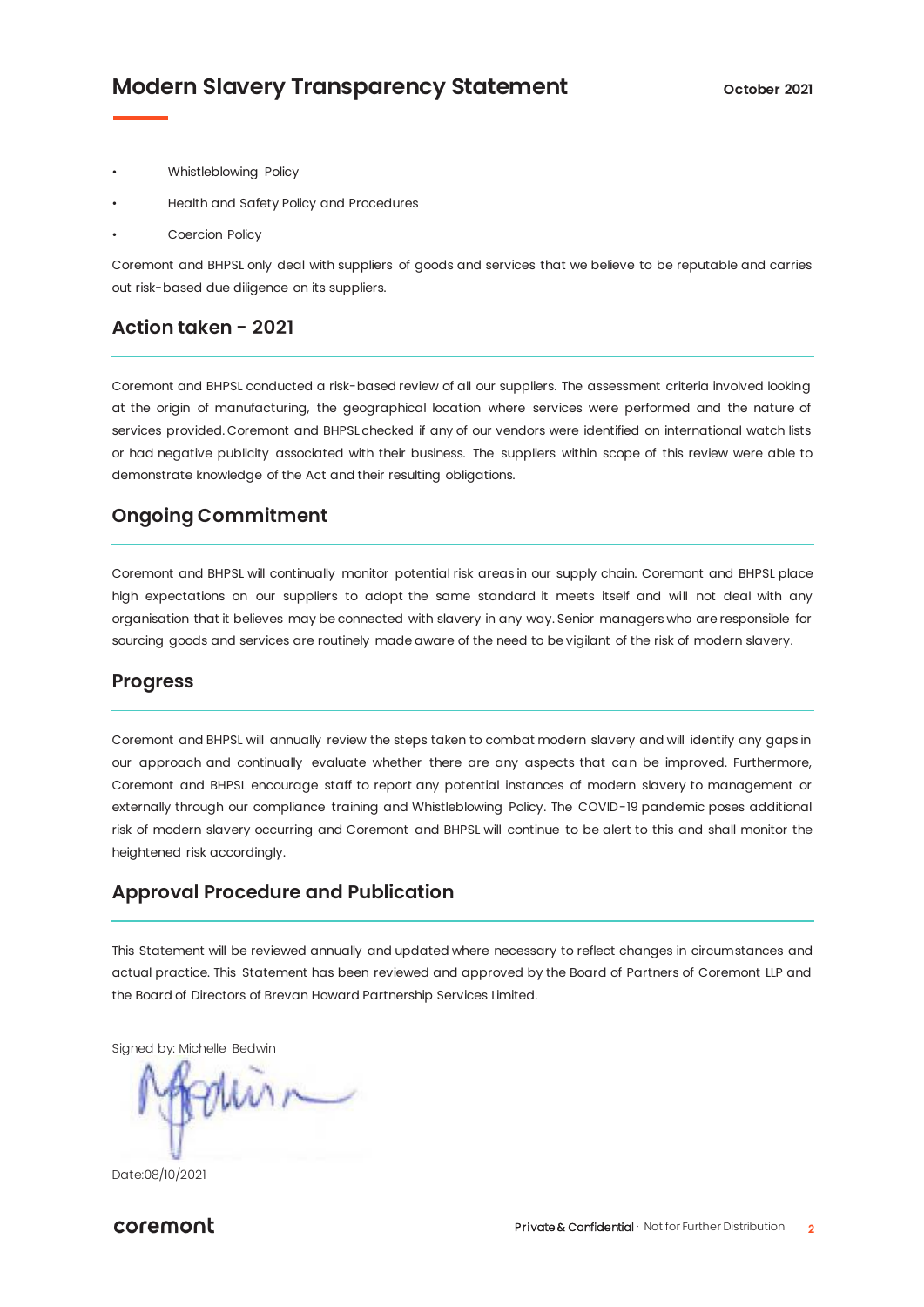- Whistleblowing Policy
- Health and Safety Policy and Procedures
- Coercion Policy

Coremont and BHPSL only deal with suppliers of goods and services that we believe to be reputable and carries out risk-based due diligence on its suppliers.

## Action taken - 2021

Coremont and BHPSL conducted a risk-based review of all our suppliers. The assessment criteria involved looking at the origin of manufacturing, the geographical location where services were performed and the nature of services provided. Coremont and BHPSL checked if any of our vendors were identified on international watch lists or had negative publicity associated with their business. The suppliers within scope of this review were able to demonstrate knowledge of the Act and their resulting obligations.

## Ongoing Commitment

Coremont and BHPSL will continually monitor potential risk areas in our supply chain. Coremont and BHPSL place high expectations on our suppliers to adopt the same standard it meets itself and will not deal with any organisation that it believes may be connected with slavery in any way. Senior managers who are responsible for sourcing goods and services are routinely made aware of the need to be vigilant of the risk of modern slavery.

## Progress

Coremont and BHPSL will annually review the steps taken to combat modern slavery and will identify any gaps in our approach and continually evaluate whether there are any aspects that can be improved. Furthermore, Coremont and BHPSL encourage staff to report any potential instances of modern slavery to management or externally through our compliance training and Whistleblowing Policy. The COVID-19 pandemic poses additional risk of modern slavery occurring and Coremont and BHPSL will continue to be alert to this and shall monitor the heightened risk accordingly.

## Approval Procedure and Publication

This Statement will be reviewed annually and updated where necessary to reflect changes in circumstances and actual practice. This Statement has been reviewed and approved by the Board of Partners of Coremont LLP and the Board of Directors of Brevan Howard Partnership Services Limited.

Signed by: Michelle Bedwin

Date:08/10/2021